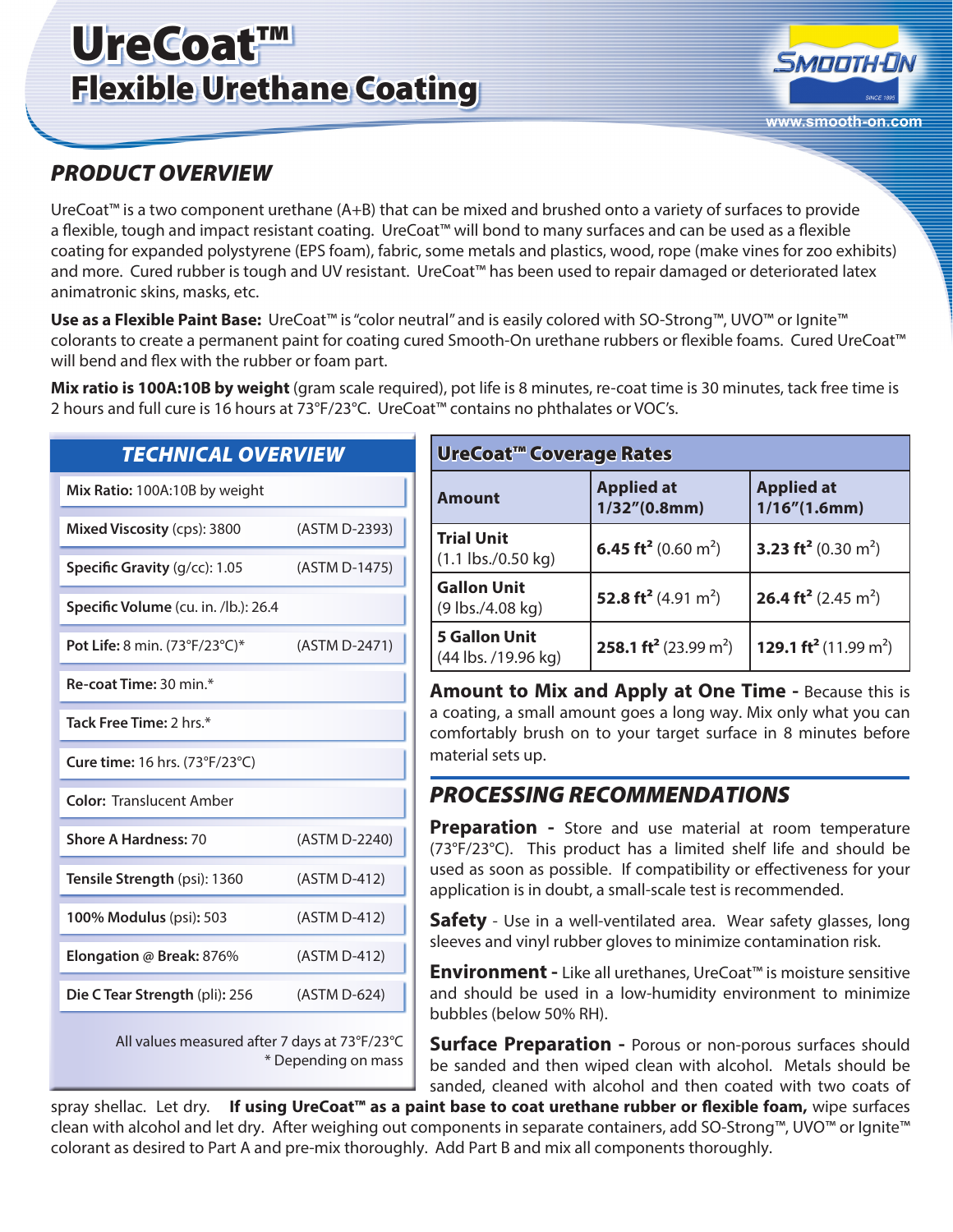# UreCoat™
## Flexible Urethane Coating

www.smooth-on.com

## PRODUCT OVERVIEW

UreCoat™ is a two component urethane (A+B) that can be mixed and brushed onto a variety of surfaces to provide a flexible, tough and impact resistant coating. UreCoat™ will bond to many surfaces and can be used as a flexible coating for expanded polystyrene (EPS foam), fabric, some metals and plastics, wood, rope (make vines for zoo exhibits) and more. Cured rubber is tough and UV resistant. UreCoat™ has been used to repair damaged or deteriorated latex animatronic skins, masks, etc.

**Use as a Flexible Paint Base:** UreCoat™ is "color neutral" and is easily colored with SO-Strong™, UVO™ or Ignite™ colorants to create a permanent paint for coating cured Smooth-On urethane rubbers or flexible foams. Cured UreCoat™ will bend and flex with the rubber or foam part.

**Mix ratio is 100A:10B by weight** (gram scale required), pot life is 8 minutes, re-coat time is 30 minutes, tack free time is 2 hours and full cure is 16 hours at 73°F/23°C. UreCoat™ contains no phthalates or VOC's.

## TECHNICAL OVERVIEW

| Property | Test Method |
|---|---|
| **Mix Ratio:** 100A:10B by weight | |
| **Mixed Viscosity** (cps): 3800 | (ASTM D-2393) |
| **Specific Gravity** (g/cc): 1.05 | (ASTM D-1475) |
| **Specific Volume** (cu. in. /lb.): 26.4 | |
| **Pot Life:** 8 min. (73°F/23°C)* | (ASTM D-2471) |
| **Re-coat Time:** 30 min.* | |
| **Tack Free Time:** 2 hrs.* | |
| **Cure time:** 16 hrs. (73°F/23°C) | |
| **Color:** Translucent Amber | |
| **Shore A Hardness:** 70 | (ASTM D-2240) |
| **Tensile Strength** (psi): 1360 | (ASTM D-412) |
| **100% Modulus** (psi): 503 | (ASTM D-412) |
| **Elongation @ Break:** 876% | (ASTM D-412) |
| **Die C Tear Strength** (pli): 256 | (ASTM D-624) |

All values measured after 7 days at 73°F/23°C
\* Depending on mass

## UreCoat™ Coverage Rates

| Amount | Applied at 1/32"(0.8mm) | Applied at 1/16"(1.6mm) |
|---|---|---|
| **Trial Unit** (1.1 lbs./0.50 kg) | **6.45 ft²** (0.60 m²) | **3.23 ft²** (0.30 m²) |
| **Gallon Unit** (9 lbs./4.08 kg) | **52.8 ft²** (4.91 m²) | **26.4 ft²** (2.45 m²) |
| **5 Gallon Unit** (44 lbs. /19.96 kg) | **258.1 ft²** (23.99 m²) | **129.1 ft²** (11.99 m²) |

**Amount to Mix and Apply at One Time -** Because this is a coating, a small amount goes a long way. Mix only what you can comfortably brush on to your target surface in 8 minutes before material sets up.

## PROCESSING RECOMMENDATIONS

**Preparation -** Store and use material at room temperature (73°F/23°C). This product has a limited shelf life and should be used as soon as possible. If compatibility or effectiveness for your application is in doubt, a small-scale test is recommended.

**Safety -** Use in a well-ventilated area. Wear safety glasses, long sleeves and vinyl rubber gloves to minimize contamination risk.

**Environment -** Like all urethanes, UreCoat™ is moisture sensitive and should be used in a low-humidity environment to minimize bubbles (below 50% RH).

**Surface Preparation -** Porous or non-porous surfaces should be sanded and then wiped clean with alcohol. Metals should be sanded, cleaned with alcohol and then coated with two coats of spray shellac. Let dry. **If using UreCoat™ as a paint base to coat urethane rubber or flexible foam,** wipe surfaces clean with alcohol and let dry. After weighing out components in separate containers, add SO-Strong™, UVO™ or Ignite™ colorant as desired to Part A and pre-mix thoroughly. Add Part B and mix all components thoroughly.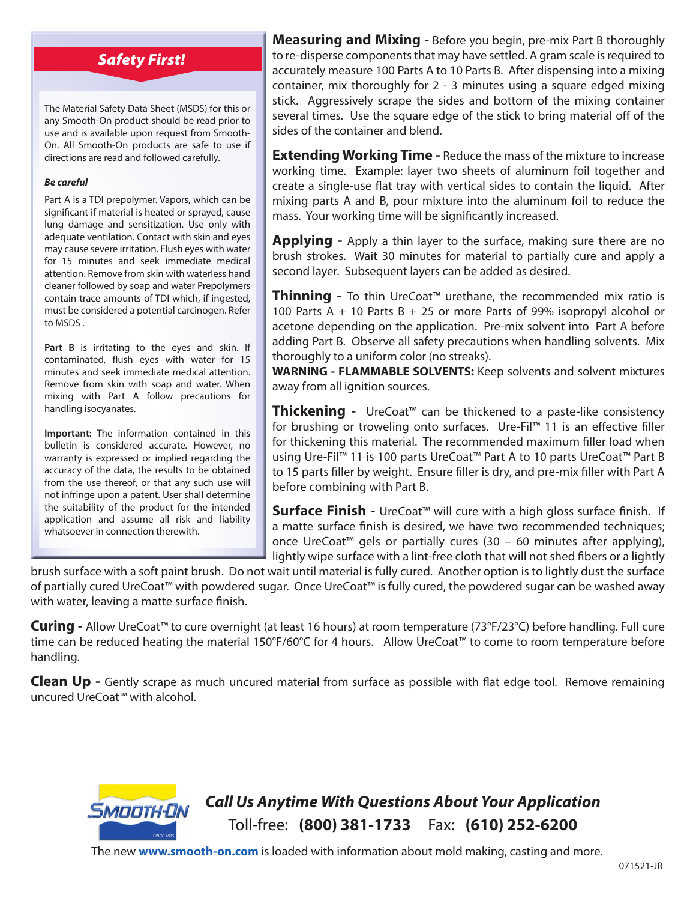## Safety First!

The Material Safety Data Sheet (MSDS) for this or any Smooth-On product should be read prior to use and is available upon request from Smooth-On. All Smooth-On products are safe to use if directions are read and followed carefully.

***Be careful***

Part A is a TDI prepolymer. Vapors, which can be significant if material is heated or sprayed, cause lung damage and sensitization. Use only with adequate ventilation. Contact with skin and eyes may cause severe irritation. Flush eyes with water for 15 minutes and seek immediate medical attention. Remove from skin with waterless hand cleaner followed by soap and water Prepolymers contain trace amounts of TDI which, if ingested, must be considered a potential carcinogen. Refer to MSDS .

**Part B** is irritating to the eyes and skin. If contaminated, flush eyes with water for 15 minutes and seek immediate medical attention. Remove from skin with soap and water. When mixing with Part A follow precautions for handling isocyanates.

**Important:** The information contained in this bulletin is considered accurate. However, no warranty is expressed or implied regarding the accuracy of the data, the results to be obtained from the use thereof, or that any such use will not infringe upon a patent. User shall determine the suitability of the product for the intended application and assume all risk and liability whatsoever in connection therewith.

**Measuring and Mixing -** Before you begin, pre-mix Part B thoroughly to re-disperse components that may have settled. A gram scale is required to accurately measure 100 Parts A to 10 Parts B. After dispensing into a mixing container, mix thoroughly for 2 - 3 minutes using a square edged mixing stick. Aggressively scrape the sides and bottom of the mixing container several times. Use the square edge of the stick to bring material off of the sides of the container and blend.

**Extending Working Time -** Reduce the mass of the mixture to increase working time. Example: layer two sheets of aluminum foil together and create a single-use flat tray with vertical sides to contain the liquid. After mixing parts A and B, pour mixture into the aluminum foil to reduce the mass. Your working time will be significantly increased.

**Applying -** Apply a thin layer to the surface, making sure there are no brush strokes. Wait 30 minutes for material to partially cure and apply a second layer. Subsequent layers can be added as desired.

**Thinning -** To thin UreCoat™ urethane, the recommended mix ratio is 100 Parts A + 10 Parts B + 25 or more Parts of 99% isopropyl alcohol or acetone depending on the application. Pre-mix solvent into Part A before adding Part B. Observe all safety precautions when handling solvents. Mix thoroughly to a uniform color (no streaks).
**WARNING - FLAMMABLE SOLVENTS:** Keep solvents and solvent mixtures away from all ignition sources.

**Thickening -** UreCoat™ can be thickened to a paste-like consistency for brushing or troweling onto surfaces. Ure-Fil™ 11 is an effective filler for thickening this material. The recommended maximum filler load when using Ure-Fil™ 11 is 100 parts UreCoat™ Part A to 10 parts UreCoat™ Part B to 15 parts filler by weight. Ensure filler is dry, and pre-mix filler with Part A before combining with Part B.

**Surface Finish -** UreCoat™ will cure with a high gloss surface finish. If a matte surface finish is desired, we have two recommended techniques; once UreCoat™ gels or partially cures (30 – 60 minutes after applying), lightly wipe surface with a lint-free cloth that will not shed fibers or a lightly brush surface with a soft paint brush. Do not wait until material is fully cured. Another option is to lightly dust the surface of partially cured UreCoat™ with powdered sugar. Once UreCoat™ is fully cured, the powdered sugar can be washed away with water, leaving a matte surface finish.

**Curing -** Allow UreCoat™ to cure overnight (at least 16 hours) at room temperature (73°F/23°C) before handling. Full cure time can be reduced heating the material 150°F/60°C for 4 hours. Allow UreCoat™ to come to room temperature before handling.

**Clean Up -** Gently scrape as much uncured material from surface as possible with flat edge tool. Remove remaining uncured UreCoat™ with alcohol.

SMOOTH-ON SINCE 1895

***Call Us Anytime With Questions About Your Application***

Toll-free: **(800) 381-1733** Fax: **(610) 252-6200**

The new **www.smooth-on.com** is loaded with information about mold making, casting and more.

071521-JR